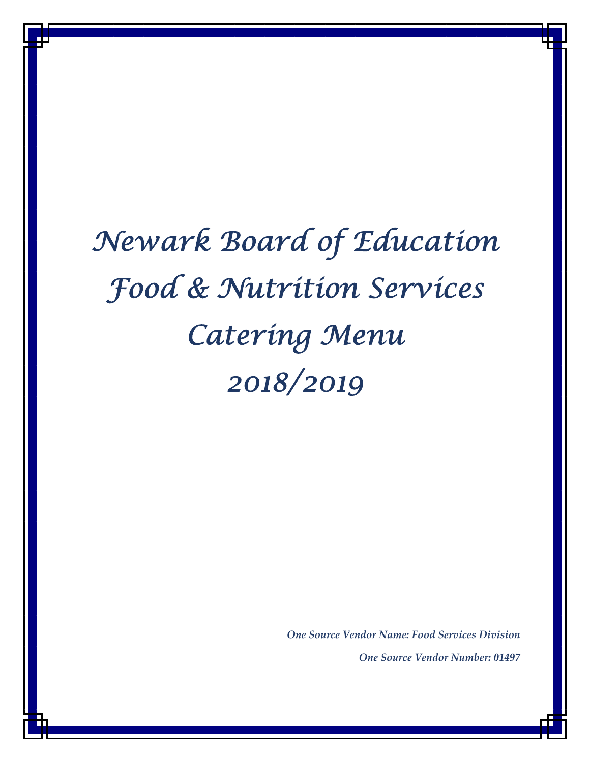# Newark Board of Education

# Food & Nutrition Services

# Catering Menu

# 2018/2019

***One Source Vendor Name: Food Services Division***

***One Source Vendor Number: 01497***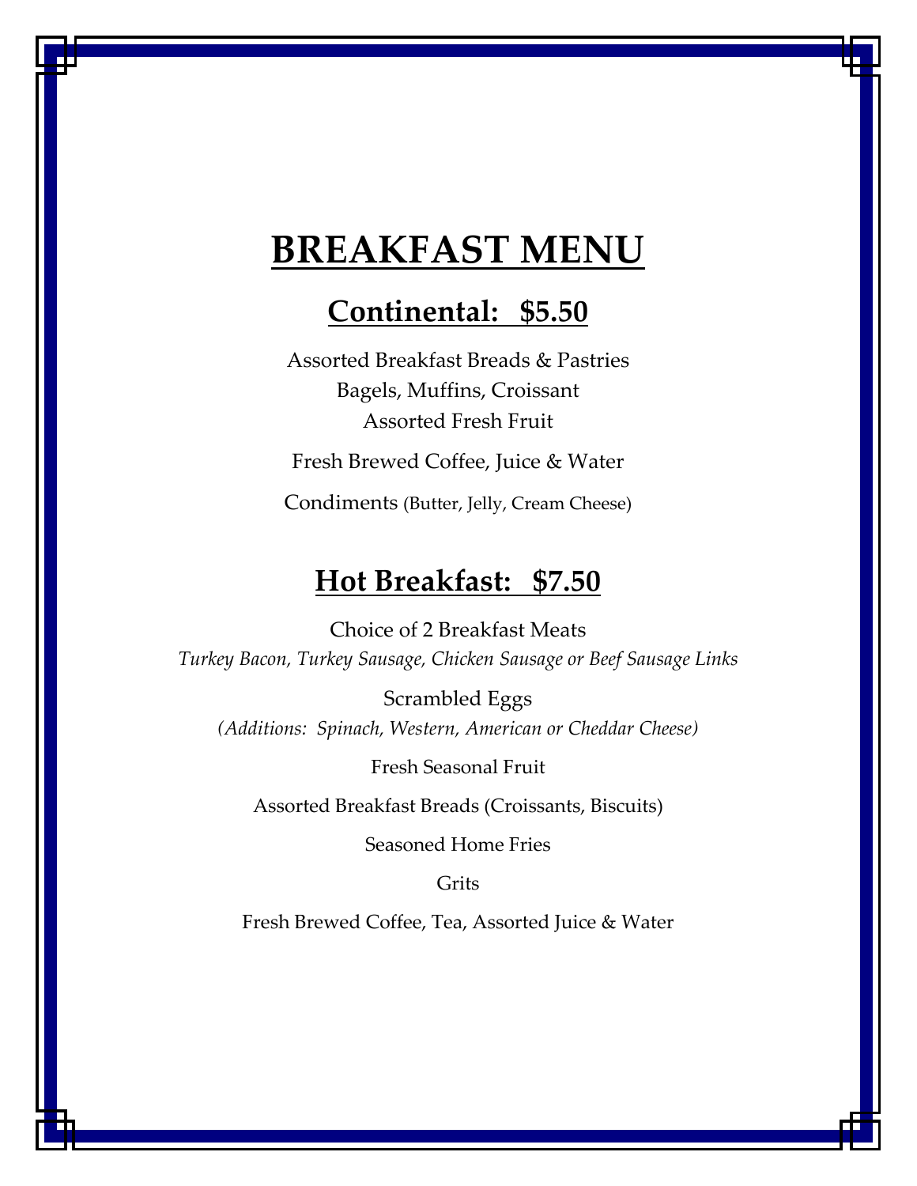# BREAKFAST MENU

## Continental: $5.50

Assorted Breakfast Breads & Pastries
Bagels, Muffins, Croissant
Assorted Fresh Fruit

Fresh Brewed Coffee, Juice & Water

Condiments (Butter, Jelly, Cream Cheese)

## Hot Breakfast: $7.50

Choice of 2 Breakfast Meats
*Turkey Bacon, Turkey Sausage, Chicken Sausage or Beef Sausage Links*

Scrambled Eggs
*(Additions: Spinach, Western, American or Cheddar Cheese)*

Fresh Seasonal Fruit

Assorted Breakfast Breads (Croissants, Biscuits)

Seasoned Home Fries

Grits

Fresh Brewed Coffee, Tea, Assorted Juice & Water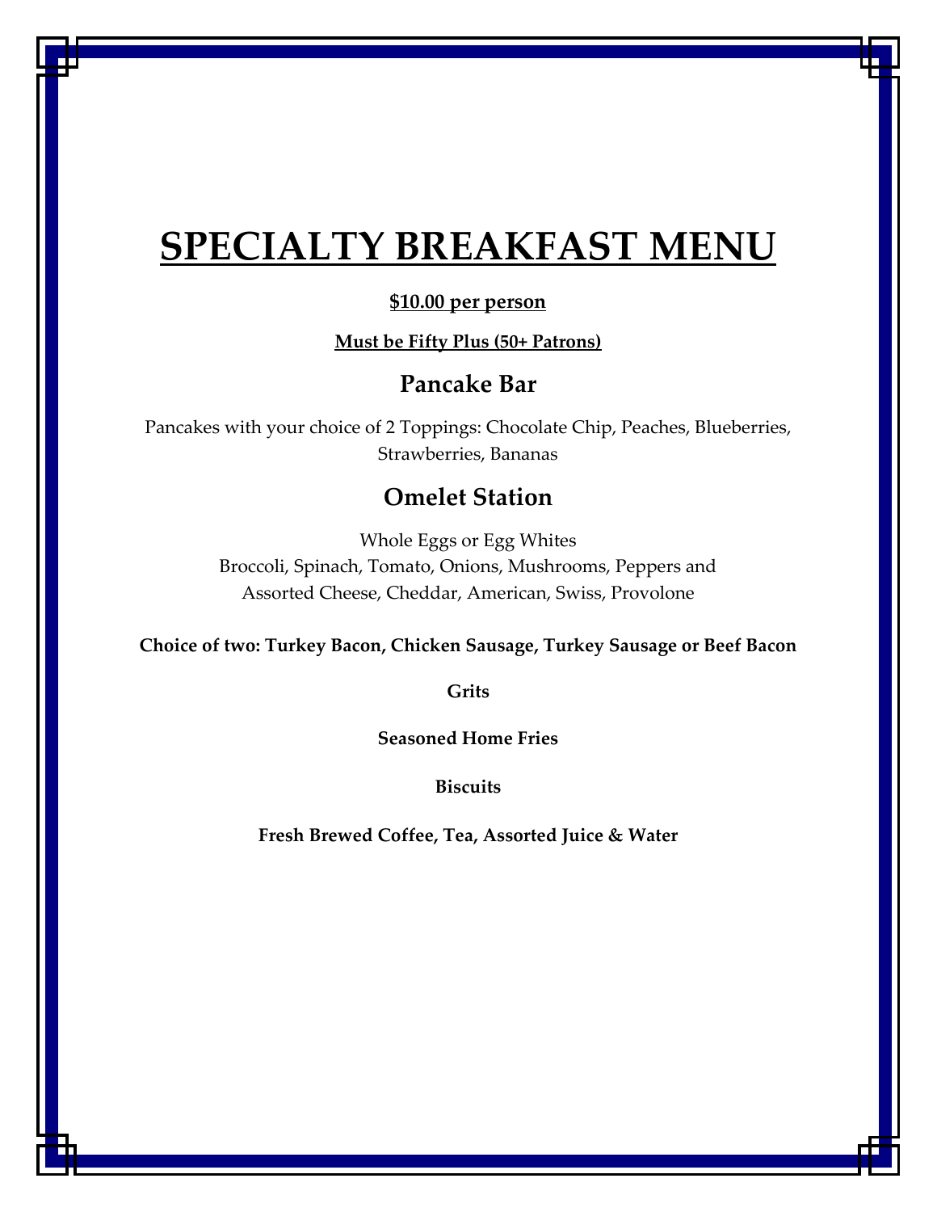# SPECIALTY BREAKFAST MENU

**$10.00 per person**

**Must be Fifty Plus (50+ Patrons)**

## Pancake Bar

Pancakes with your choice of 2 Toppings: Chocolate Chip, Peaches, Blueberries, Strawberries, Bananas

## Omelet Station

Whole Eggs or Egg Whites
Broccoli, Spinach, Tomato, Onions, Mushrooms, Peppers and
Assorted Cheese, Cheddar, American, Swiss, Provolone

**Choice of two: Turkey Bacon, Chicken Sausage, Turkey Sausage or Beef Bacon**

**Grits**

**Seasoned Home Fries**

**Biscuits**

**Fresh Brewed Coffee, Tea, Assorted Juice & Water**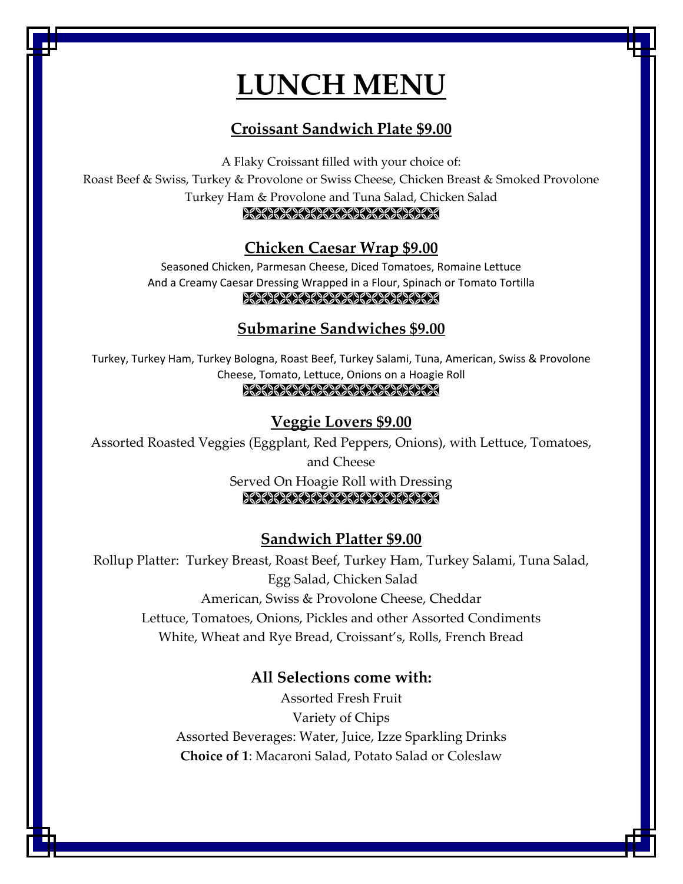# LUNCH MENU

## Croissant Sandwich Plate $9.00

A Flaky Croissant filled with your choice of:
Roast Beef & Swiss, Turkey & Provolone or Swiss Cheese, Chicken Breast & Smoked Provolone
Turkey Ham & Provolone and Tuna Salad, Chicken Salad

## Chicken Caesar Wrap $9.00

Seasoned Chicken, Parmesan Cheese, Diced Tomatoes, Romaine Lettuce
And a Creamy Caesar Dressing Wrapped in a Flour, Spinach or Tomato Tortilla

## Submarine Sandwiches $9.00

Turkey, Turkey Ham, Turkey Bologna, Roast Beef, Turkey Salami, Tuna, American, Swiss & Provolone Cheese, Tomato, Lettuce, Onions on a Hoagie Roll

## Veggie Lovers $9.00

Assorted Roasted Veggies (Eggplant, Red Peppers, Onions), with Lettuce, Tomatoes, and Cheese
Served On Hoagie Roll with Dressing

## Sandwich Platter $9.00

Rollup Platter: Turkey Breast, Roast Beef, Turkey Ham, Turkey Salami, Tuna Salad, Egg Salad, Chicken Salad
American, Swiss & Provolone Cheese, Cheddar
Lettuce, Tomatoes, Onions, Pickles and other Assorted Condiments
White, Wheat and Rye Bread, Croissant's, Rolls, French Bread

### All Selections come with:

Assorted Fresh Fruit
Variety of Chips
Assorted Beverages: Water, Juice, Izze Sparkling Drinks
**Choice of 1**: Macaroni Salad, Potato Salad or Coleslaw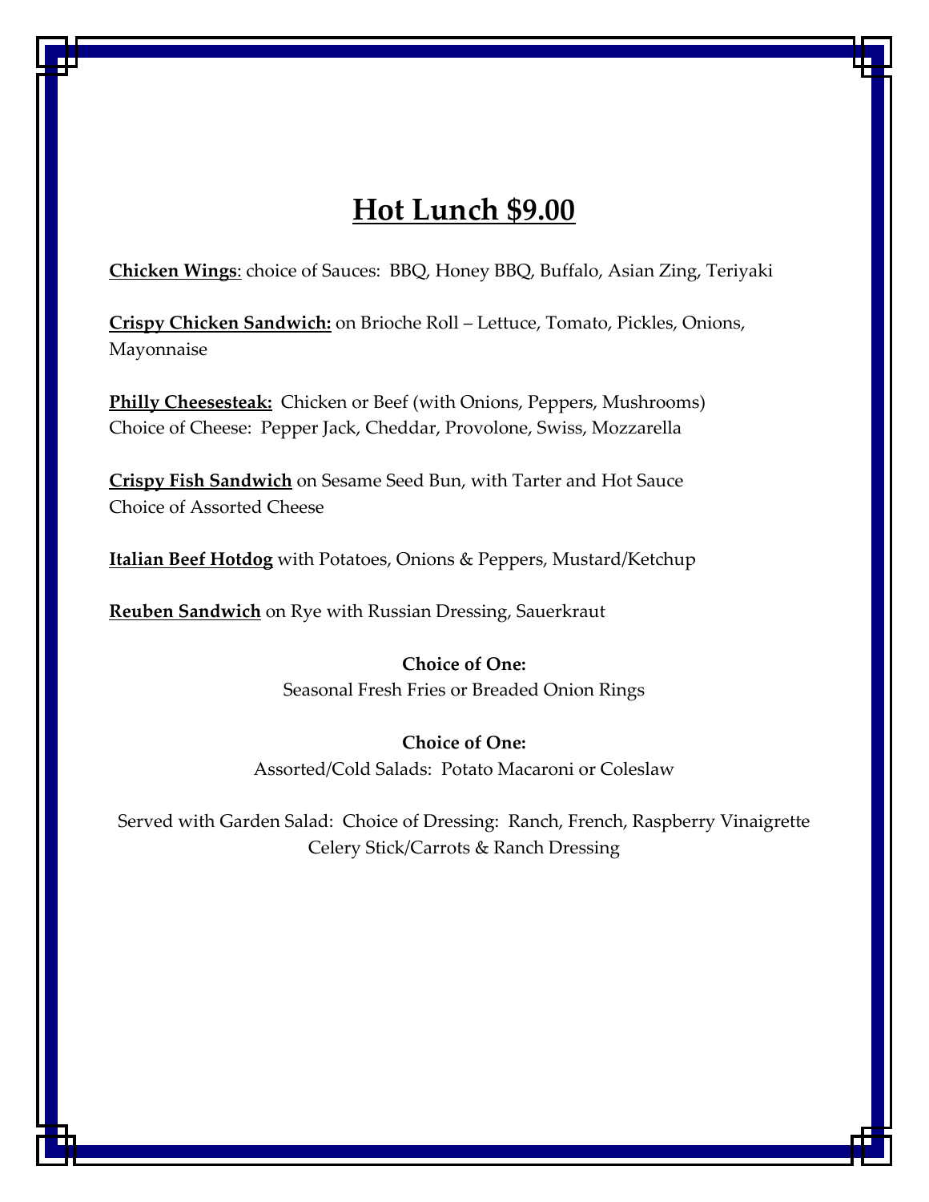# <u>Hot Lunch $9.00</u>

**<u>Chicken Wings</u>**: choice of Sauces: BBQ, Honey BBQ, Buffalo, Asian Zing, Teriyaki

**<u>Crispy Chicken Sandwich:</u>** on Brioche Roll – Lettuce, Tomato, Pickles, Onions, Mayonnaise

**<u>Philly Cheesesteak:</u>** Chicken or Beef (with Onions, Peppers, Mushrooms)
Choice of Cheese: Pepper Jack, Cheddar, Provolone, Swiss, Mozzarella

**<u>Crispy Fish Sandwich</u>** on Sesame Seed Bun, with Tarter and Hot Sauce
Choice of Assorted Cheese

**<u>Italian Beef Hotdog</u>** with Potatoes, Onions & Peppers, Mustard/Ketchup

**<u>Reuben Sandwich</u>** on Rye with Russian Dressing, Sauerkraut

**Choice of One:**
Seasonal Fresh Fries or Breaded Onion Rings

**Choice of One:**
Assorted/Cold Salads: Potato Macaroni or Coleslaw

Served with Garden Salad: Choice of Dressing: Ranch, French, Raspberry Vinaigrette
Celery Stick/Carrots & Ranch Dressing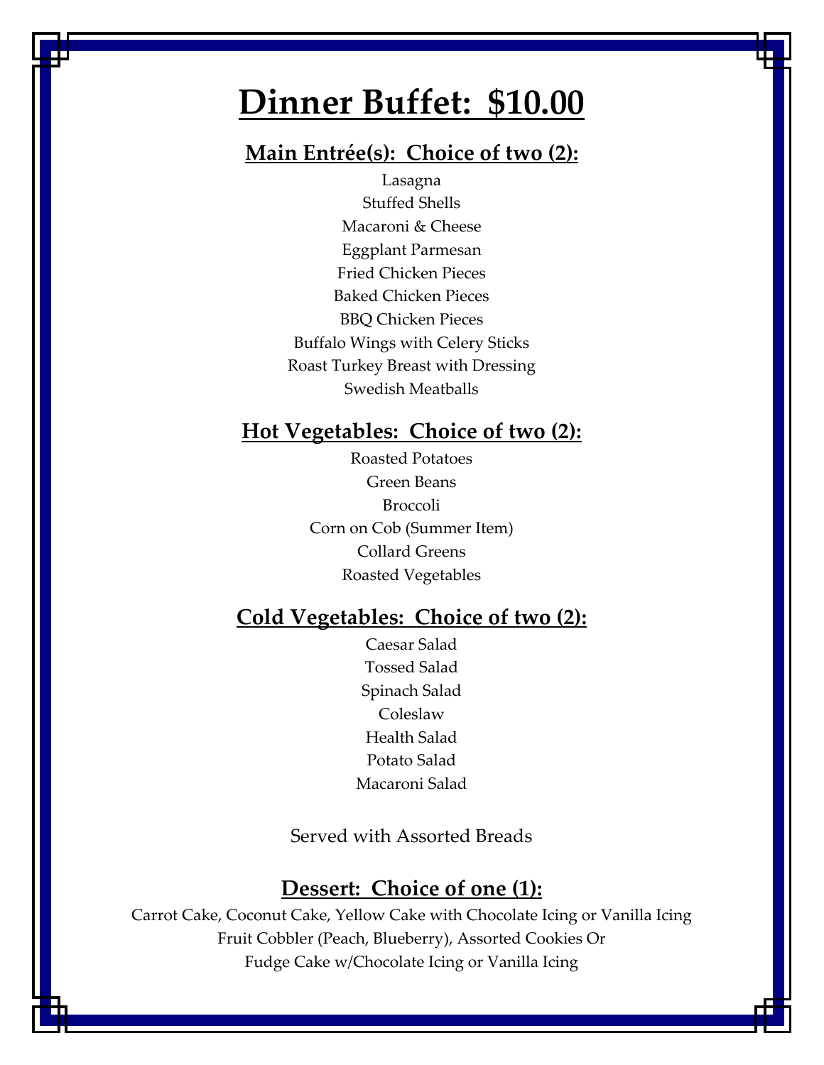# Dinner Buffet: $10.00

## Main Entrée(s): Choice of two (2):

Lasagna
Stuffed Shells
Macaroni & Cheese
Eggplant Parmesan
Fried Chicken Pieces
Baked Chicken Pieces
BBQ Chicken Pieces
Buffalo Wings with Celery Sticks
Roast Turkey Breast with Dressing
Swedish Meatballs

## Hot Vegetables: Choice of two (2):

Roasted Potatoes
Green Beans
Broccoli
Corn on Cob (Summer Item)
Collard Greens
Roasted Vegetables

## Cold Vegetables: Choice of two (2):

Caesar Salad
Tossed Salad
Spinach Salad
Coleslaw
Health Salad
Potato Salad
Macaroni Salad

Served with Assorted Breads

## Dessert: Choice of one (1):

Carrot Cake, Coconut Cake, Yellow Cake with Chocolate Icing or Vanilla Icing
Fruit Cobbler (Peach, Blueberry), Assorted Cookies Or
Fudge Cake w/Chocolate Icing or Vanilla Icing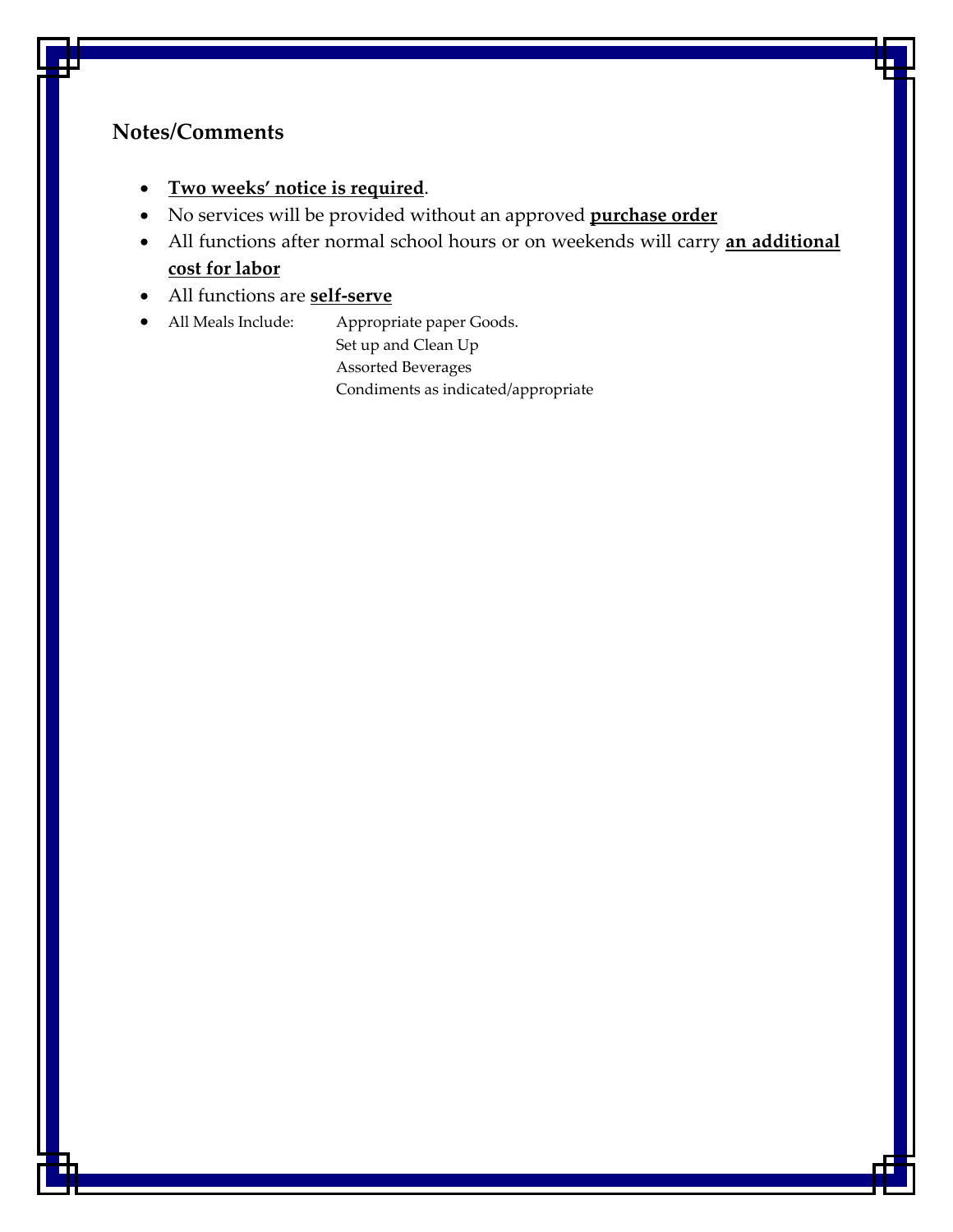## Notes/Comments

- **Two weeks' notice is required**.
- No services will be provided without an approved **purchase order**
- All functions after normal school hours or on weekends will carry **an additional cost for labor**
- All functions are **self-serve**
- All Meals Include: Appropriate paper Goods.
  Set up and Clean Up
  Assorted Beverages
  Condiments as indicated/appropriate